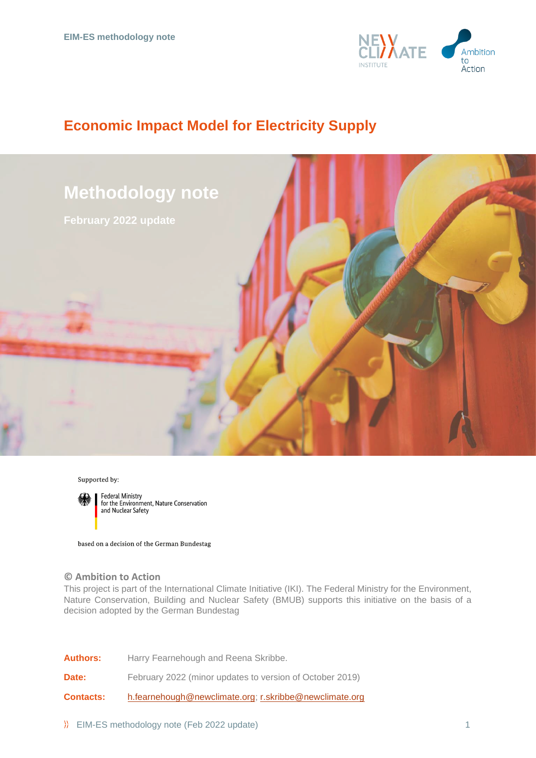# Economic Impact Model for Electricity Supply

## Methodology note

February 2022 update

Supported by:

Federal Ministry
for the Environment, Nature Conservation
and Nuclear Safety

based on a decision of the German Bundestag

**© Ambition to Action**

This project is part of the International Climate Initiative (IKI). The Federal Ministry for the Environment, Nature Conservation, Building and Nuclear Safety (BMUB) supports this initiative on the basis of a decision adopted by the German Bundestag

**Authors:** Harry Fearnehough and Reena Skribbe.

**Date:** February 2022 (minor updates to version of October 2019)

**Contacts:** h.fearnehough@newclimate.org; r.skribbe@newclimate.org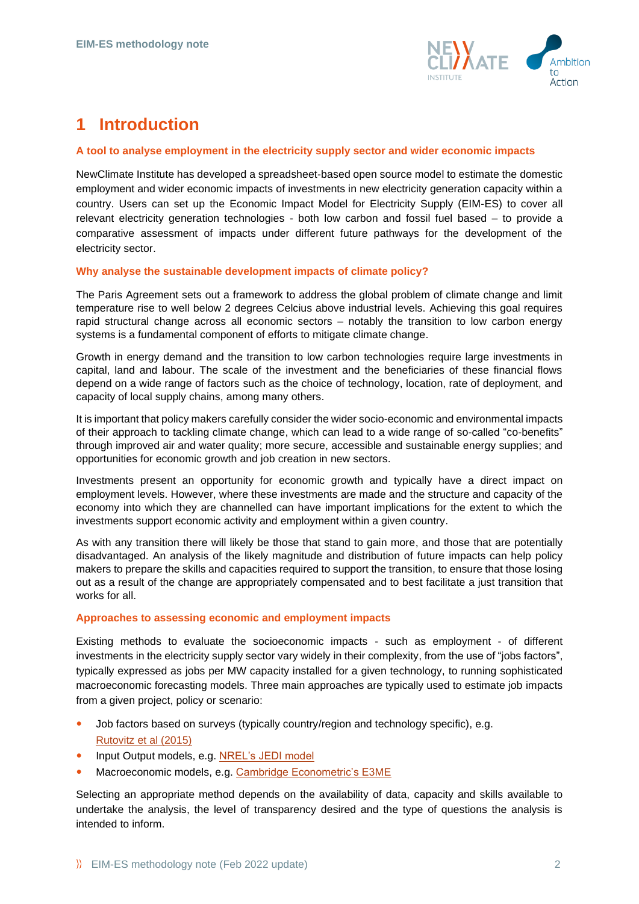# 1 Introduction

### A tool to analyse employment in the electricity supply sector and wider economic impacts

NewClimate Institute has developed a spreadsheet-based open source model to estimate the domestic employment and wider economic impacts of investments in new electricity generation capacity within a country. Users can set up the Economic Impact Model for Electricity Supply (EIM-ES) to cover all relevant electricity generation technologies - both low carbon and fossil fuel based – to provide a comparative assessment of impacts under different future pathways for the development of the electricity sector.

### Why analyse the sustainable development impacts of climate policy?

The Paris Agreement sets out a framework to address the global problem of climate change and limit temperature rise to well below 2 degrees Celcius above industrial levels. Achieving this goal requires rapid structural change across all economic sectors – notably the transition to low carbon energy systems is a fundamental component of efforts to mitigate climate change.

Growth in energy demand and the transition to low carbon technologies require large investments in capital, land and labour. The scale of the investment and the beneficiaries of these financial flows depend on a wide range of factors such as the choice of technology, location, rate of deployment, and capacity of local supply chains, among many others.

It is important that policy makers carefully consider the wider socio-economic and environmental impacts of their approach to tackling climate change, which can lead to a wide range of so-called "co-benefits" through improved air and water quality; more secure, accessible and sustainable energy supplies; and opportunities for economic growth and job creation in new sectors.

Investments present an opportunity for economic growth and typically have a direct impact on employment levels. However, where these investments are made and the structure and capacity of the economy into which they are channelled can have important implications for the extent to which the investments support economic activity and employment within a given country.

As with any transition there will likely be those that stand to gain more, and those that are potentially disadvantaged. An analysis of the likely magnitude and distribution of future impacts can help policy makers to prepare the skills and capacities required to support the transition, to ensure that those losing out as a result of the change are appropriately compensated and to best facilitate a just transition that works for all.

### Approaches to assessing economic and employment impacts

Existing methods to evaluate the socioeconomic impacts - such as employment - of different investments in the electricity supply sector vary widely in their complexity, from the use of "jobs factors", typically expressed as jobs per MW capacity installed for a given technology, to running sophisticated macroeconomic forecasting models. Three main approaches are typically used to estimate job impacts from a given project, policy or scenario:

- Job factors based on surveys (typically country/region and technology specific), e.g. Rutovitz et al (2015)
- Input Output models, e.g. NREL's JEDI model
- Macroeconomic models, e.g. Cambridge Econometric's E3ME

Selecting an appropriate method depends on the availability of data, capacity and skills available to undertake the analysis, the level of transparency desired and the type of questions the analysis is intended to inform.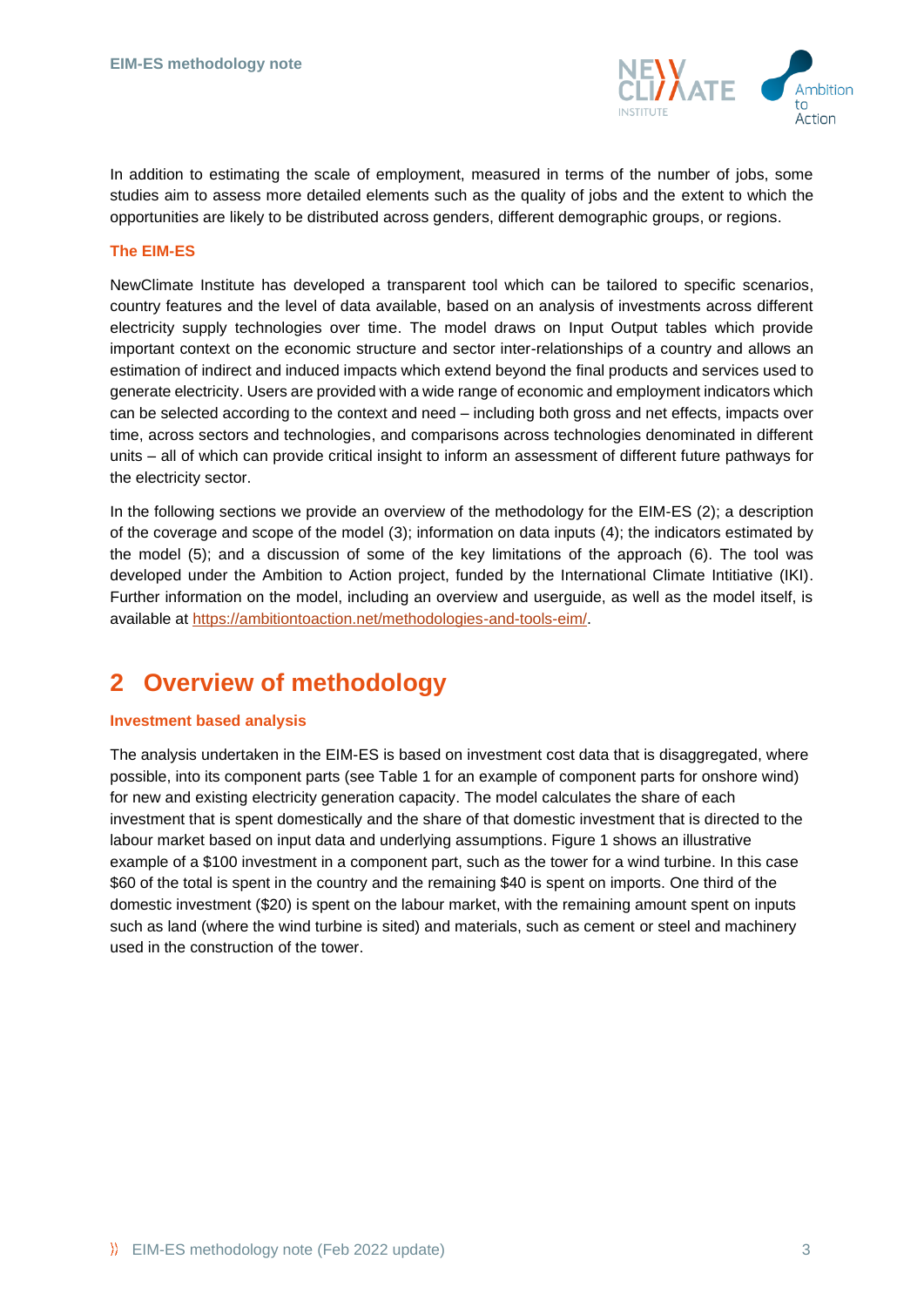In addition to estimating the scale of employment, measured in terms of the number of jobs, some studies aim to assess more detailed elements such as the quality of jobs and the extent to which the opportunities are likely to be distributed across genders, different demographic groups, or regions.

### The EIM-ES

NewClimate Institute has developed a transparent tool which can be tailored to specific scenarios, country features and the level of data available, based on an analysis of investments across different electricity supply technologies over time. The model draws on Input Output tables which provide important context on the economic structure and sector inter-relationships of a country and allows an estimation of indirect and induced impacts which extend beyond the final products and services used to generate electricity. Users are provided with a wide range of economic and employment indicators which can be selected according to the context and need – including both gross and net effects, impacts over time, across sectors and technologies, and comparisons across technologies denominated in different units – all of which can provide critical insight to inform an assessment of different future pathways for the electricity sector.

In the following sections we provide an overview of the methodology for the EIM-ES (2); a description of the coverage and scope of the model (3); information on data inputs (4); the indicators estimated by the model (5); and a discussion of some of the key limitations of the approach (6). The tool was developed under the Ambition to Action project, funded by the International Climate Intitiative (IKI). Further information on the model, including an overview and userguide, as well as the model itself, is available at https://ambitiontoaction.net/methodologies-and-tools-eim/.

## 2 Overview of methodology

### Investment based analysis

The analysis undertaken in the EIM-ES is based on investment cost data that is disaggregated, where possible, into its component parts (see Table 1 for an example of component parts for onshore wind) for new and existing electricity generation capacity. The model calculates the share of each investment that is spent domestically and the share of that domestic investment that is directed to the labour market based on input data and underlying assumptions. Figure 1 shows an illustrative example of a $100 investment in a component part, such as the tower for a wind turbine. In this case $60 of the total is spent in the country and the remaining $40 is spent on imports. One third of the domestic investment ($20) is spent on the labour market, with the remaining amount spent on inputs such as land (where the wind turbine is sited) and materials, such as cement or steel and machinery used in the construction of the tower.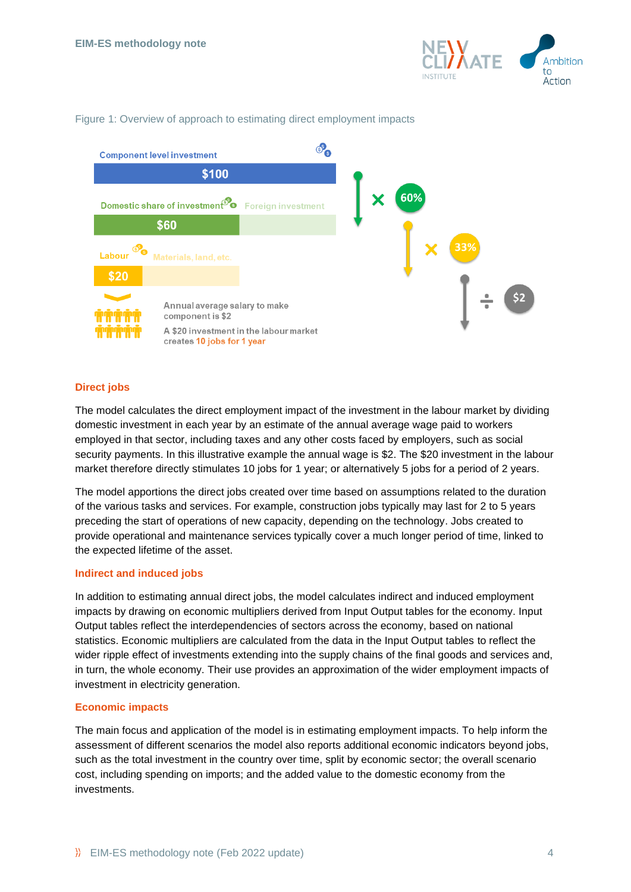Figure 1: Overview of approach to estimating direct employment impacts

Component level investment

$100

Domestic share of investment — Foreign investment

$60

× 60%

Labour — Materials, land, etc.

$20

× 33%

÷ $2

Annual average salary to make component is $2

A $20 investment in the labour market creates 10 jobs for 1 year

### Direct jobs

The model calculates the direct employment impact of the investment in the labour market by dividing domestic investment in each year by an estimate of the annual average wage paid to workers employed in that sector, including taxes and any other costs faced by employers, such as social security payments. In this illustrative example the annual wage is $2. The $20 investment in the labour market therefore directly stimulates 10 jobs for 1 year; or alternatively 5 jobs for a period of 2 years.

The model apportions the direct jobs created over time based on assumptions related to the duration of the various tasks and services. For example, construction jobs typically may last for 2 to 5 years preceding the start of operations of new capacity, depending on the technology. Jobs created to provide operational and maintenance services typically cover a much longer period of time, linked to the expected lifetime of the asset.

### Indirect and induced jobs

In addition to estimating annual direct jobs, the model calculates indirect and induced employment impacts by drawing on economic multipliers derived from Input Output tables for the economy. Input Output tables reflect the interdependencies of sectors across the economy, based on national statistics. Economic multipliers are calculated from the data in the Input Output tables to reflect the wider ripple effect of investments extending into the supply chains of the final goods and services and, in turn, the whole economy. Their use provides an approximation of the wider employment impacts of investment in electricity generation.

### Economic impacts

The main focus and application of the model is in estimating employment impacts. To help inform the assessment of different scenarios the model also reports additional economic indicators beyond jobs, such as the total investment in the country over time, split by economic sector; the overall scenario cost, including spending on imports; and the added value to the domestic economy from the investments.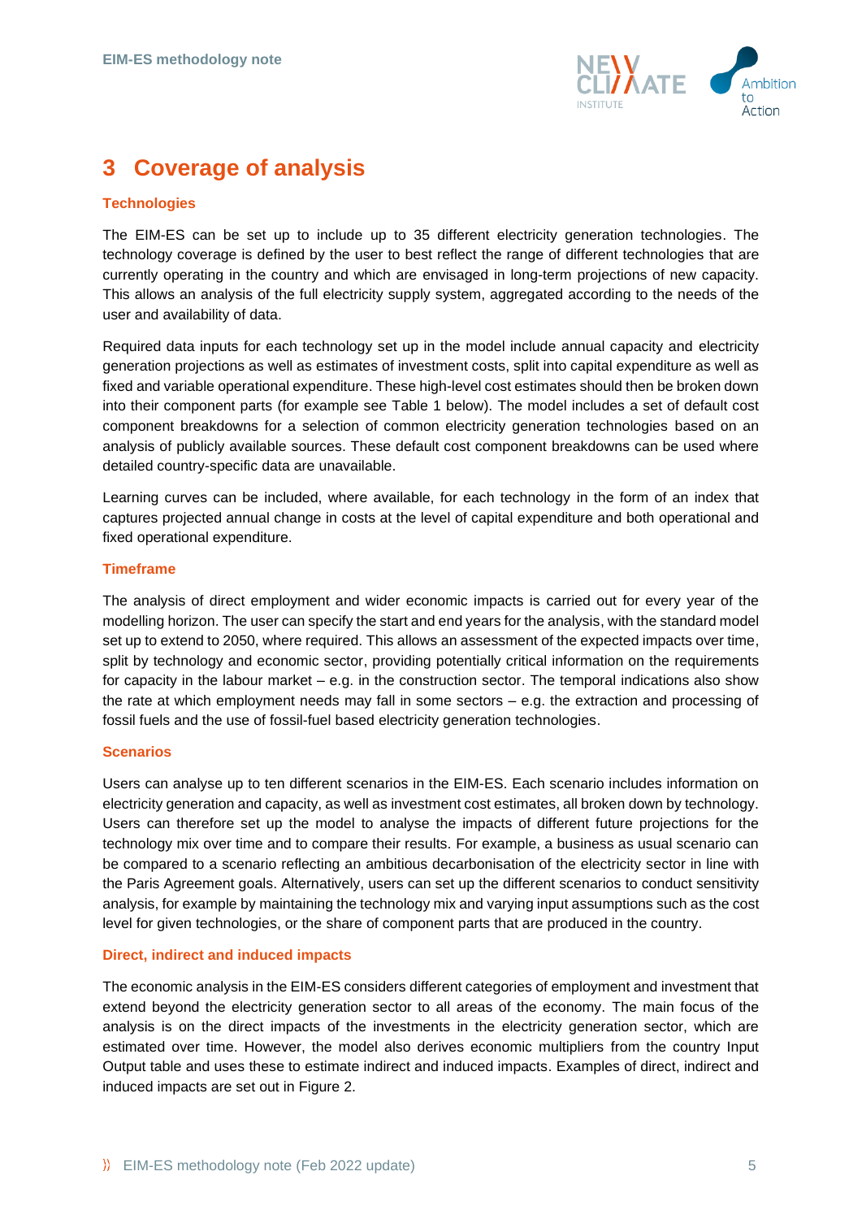# 3 Coverage of analysis

### Technologies

The EIM-ES can be set up to include up to 35 different electricity generation technologies. The technology coverage is defined by the user to best reflect the range of different technologies that are currently operating in the country and which are envisaged in long-term projections of new capacity. This allows an analysis of the full electricity supply system, aggregated according to the needs of the user and availability of data.

Required data inputs for each technology set up in the model include annual capacity and electricity generation projections as well as estimates of investment costs, split into capital expenditure as well as fixed and variable operational expenditure. These high-level cost estimates should then be broken down into their component parts (for example see Table 1 below). The model includes a set of default cost component breakdowns for a selection of common electricity generation technologies based on an analysis of publicly available sources. These default cost component breakdowns can be used where detailed country-specific data are unavailable.

Learning curves can be included, where available, for each technology in the form of an index that captures projected annual change in costs at the level of capital expenditure and both operational and fixed operational expenditure.

### Timeframe

The analysis of direct employment and wider economic impacts is carried out for every year of the modelling horizon. The user can specify the start and end years for the analysis, with the standard model set up to extend to 2050, where required. This allows an assessment of the expected impacts over time, split by technology and economic sector, providing potentially critical information on the requirements for capacity in the labour market – e.g. in the construction sector. The temporal indications also show the rate at which employment needs may fall in some sectors – e.g. the extraction and processing of fossil fuels and the use of fossil-fuel based electricity generation technologies.

### Scenarios

Users can analyse up to ten different scenarios in the EIM-ES. Each scenario includes information on electricity generation and capacity, as well as investment cost estimates, all broken down by technology. Users can therefore set up the model to analyse the impacts of different future projections for the technology mix over time and to compare their results. For example, a business as usual scenario can be compared to a scenario reflecting an ambitious decarbonisation of the electricity sector in line with the Paris Agreement goals. Alternatively, users can set up the different scenarios to conduct sensitivity analysis, for example by maintaining the technology mix and varying input assumptions such as the cost level for given technologies, or the share of component parts that are produced in the country.

### Direct, indirect and induced impacts

The economic analysis in the EIM-ES considers different categories of employment and investment that extend beyond the electricity generation sector to all areas of the economy. The main focus of the analysis is on the direct impacts of the investments in the electricity generation sector, which are estimated over time. However, the model also derives economic multipliers from the country Input Output table and uses these to estimate indirect and induced impacts. Examples of direct, indirect and induced impacts are set out in Figure 2.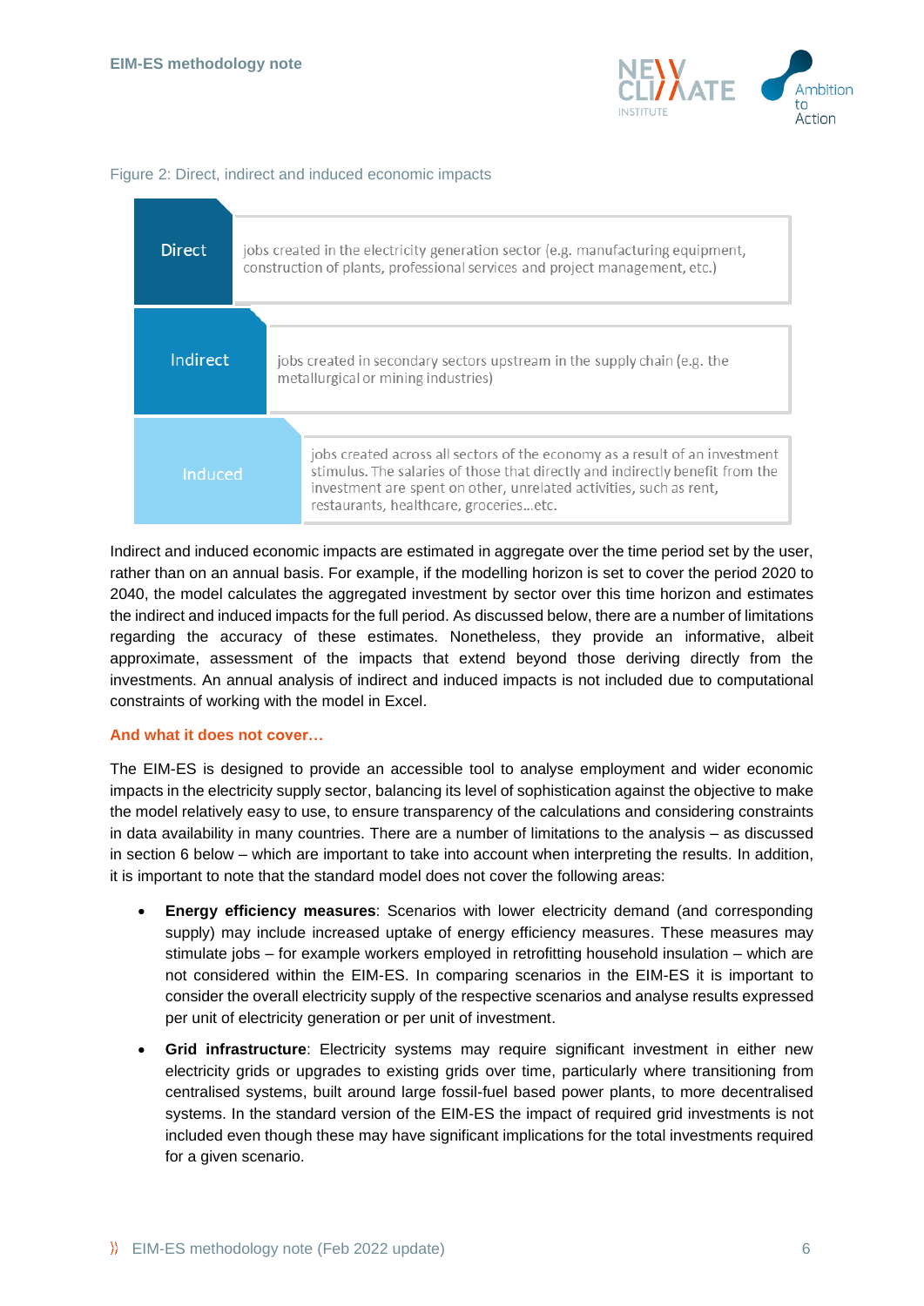Figure 2: Direct, indirect and induced economic impacts

| | |
|---|---|
| **Direct** | jobs created in the electricity generation sector (e.g. manufacturing equipment, construction of plants, professional services and project management, etc.) |
| **Indirect** | jobs created in secondary sectors upstream in the supply chain (e.g. the metallurgical or mining industries) |
| **Induced** | jobs created across all sectors of the economy as a result of an investment stimulus. The salaries of those that directly and indirectly benefit from the investment are spent on other, unrelated activities, such as rent, restaurants, healthcare, groceries…etc. |

Indirect and induced economic impacts are estimated in aggregate over the time period set by the user, rather than on an annual basis. For example, if the modelling horizon is set to cover the period 2020 to 2040, the model calculates the aggregated investment by sector over this time horizon and estimates the indirect and induced impacts for the full period. As discussed below, there are a number of limitations regarding the accuracy of these estimates. Nonetheless, they provide an informative, albeit approximate, assessment of the impacts that extend beyond those deriving directly from the investments. An annual analysis of indirect and induced impacts is not included due to computational constraints of working with the model in Excel.

**And what it does not cover…**

The EIM-ES is designed to provide an accessible tool to analyse employment and wider economic impacts in the electricity supply sector, balancing its level of sophistication against the objective to make the model relatively easy to use, to ensure transparency of the calculations and considering constraints in data availability in many countries. There are a number of limitations to the analysis – as discussed in section 6 below – which are important to take into account when interpreting the results. In addition, it is important to note that the standard model does not cover the following areas:

- **Energy efficiency measures**: Scenarios with lower electricity demand (and corresponding supply) may include increased uptake of energy efficiency measures. These measures may stimulate jobs – for example workers employed in retrofitting household insulation – which are not considered within the EIM-ES. In comparing scenarios in the EIM-ES it is important to consider the overall electricity supply of the respective scenarios and analyse results expressed per unit of electricity generation or per unit of investment.
- **Grid infrastructure**: Electricity systems may require significant investment in either new electricity grids or upgrades to existing grids over time, particularly where transitioning from centralised systems, built around large fossil-fuel based power plants, to more decentralised systems. In the standard version of the EIM-ES the impact of required grid investments is not included even though these may have significant implications for the total investments required for a given scenario.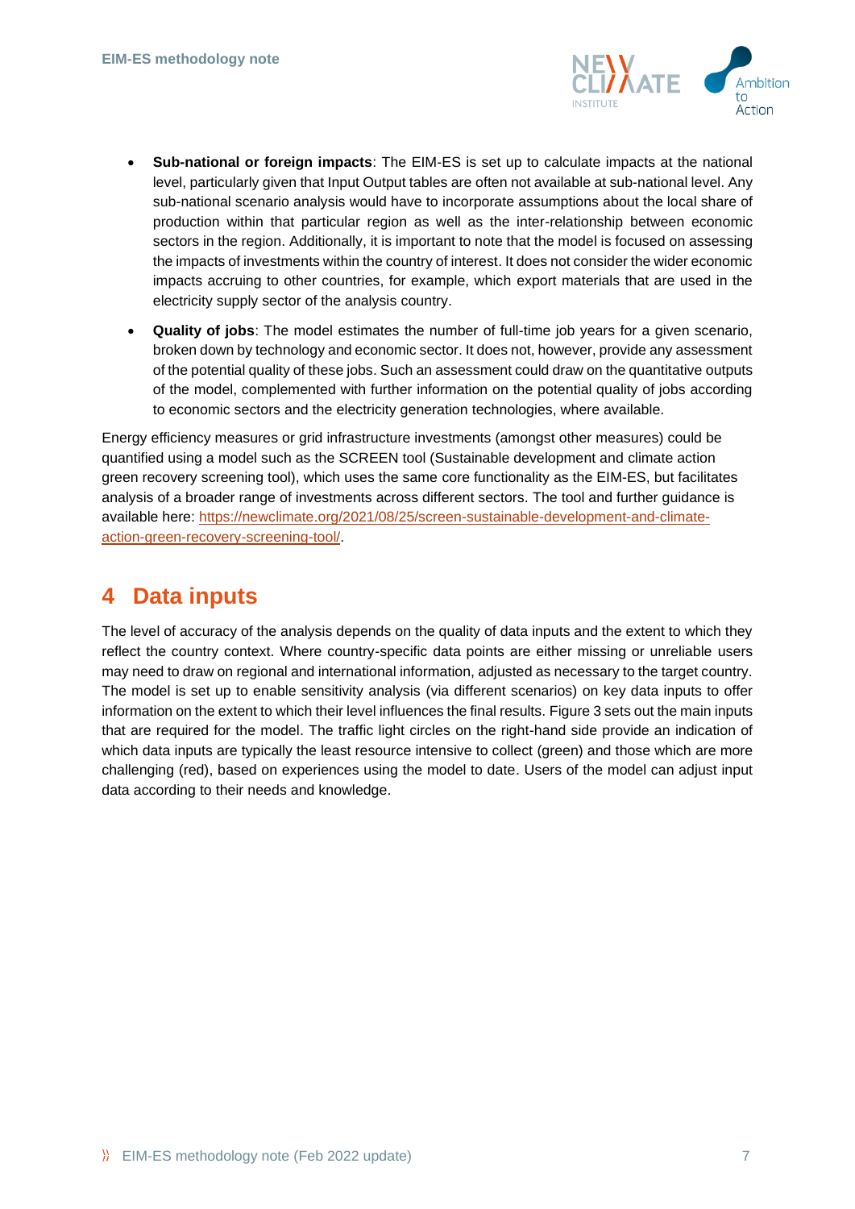- **Sub-national or foreign impacts**: The EIM-ES is set up to calculate impacts at the national level, particularly given that Input Output tables are often not available at sub-national level. Any sub-national scenario analysis would have to incorporate assumptions about the local share of production within that particular region as well as the inter-relationship between economic sectors in the region. Additionally, it is important to note that the model is focused on assessing the impacts of investments within the country of interest. It does not consider the wider economic impacts accruing to other countries, for example, which export materials that are used in the electricity supply sector of the analysis country.
- **Quality of jobs**: The model estimates the number of full-time job years for a given scenario, broken down by technology and economic sector. It does not, however, provide any assessment of the potential quality of these jobs. Such an assessment could draw on the quantitative outputs of the model, complemented with further information on the potential quality of jobs according to economic sectors and the electricity generation technologies, where available.

Energy efficiency measures or grid infrastructure investments (amongst other measures) could be quantified using a model such as the SCREEN tool (Sustainable development and climate action green recovery screening tool), which uses the same core functionality as the EIM-ES, but facilitates analysis of a broader range of investments across different sectors. The tool and further guidance is available here: [https://newclimate.org/2021/08/25/screen-sustainable-development-and-climate-action-green-recovery-screening-tool/](https://newclimate.org/2021/08/25/screen-sustainable-development-and-climate-action-green-recovery-screening-tool/).

# 4 Data inputs

The level of accuracy of the analysis depends on the quality of data inputs and the extent to which they reflect the country context. Where country-specific data points are either missing or unreliable users may need to draw on regional and international information, adjusted as necessary to the target country. The model is set up to enable sensitivity analysis (via different scenarios) on key data inputs to offer information on the extent to which their level influences the final results. Figure 3 sets out the main inputs that are required for the model. The traffic light circles on the right-hand side provide an indication of which data inputs are typically the least resource intensive to collect (green) and those which are more challenging (red), based on experiences using the model to date. Users of the model can adjust input data according to their needs and knowledge.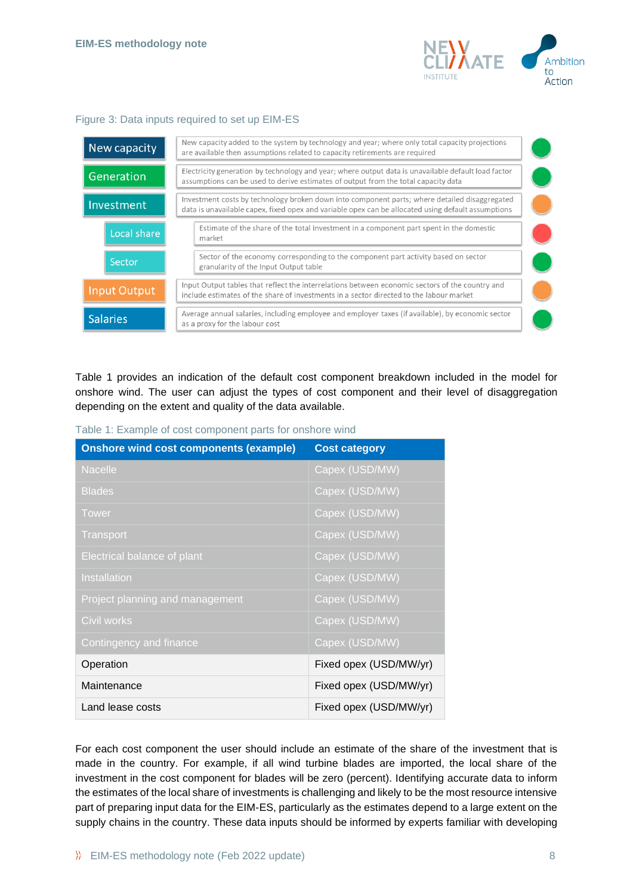Figure 3: Data inputs required to set up EIM-ES

| Input | Description |
| --- | --- |
| New capacity | New capacity added to the system by technology and year; where only total capacity projections are available then assumptions related to capacity retirements are required |
| Generation | Electricity generation by technology and year; where output data is unavailable default load factor assumptions can be used to derive estimates of output from the total capacity data |
| Investment | Investment costs by technology broken down into component parts; where detailed disaggregated data is unavailable capex, fixed opex and variable opex can be allocated using default assumptions |
| Local share | Estimate of the share of the total investment in a component part spent in the domestic market |
| Sector | Sector of the economy corresponding to the component part activity based on sector granularity of the Input Output table |
| Input Output | Input Output tables that reflect the interrelations between economic sectors of the country and include estimates of the share of investments in a sector directed to the labour market |
| Salaries | Average annual salaries, including employee and employer taxes (if available), by economic sector as a proxy for the labour cost |

Table 1 provides an indication of the default cost component breakdown included in the model for onshore wind. The user can adjust the types of cost component and their level of disaggregation depending on the extent and quality of the data available.

Table 1: Example of cost component parts for onshore wind

| Onshore wind cost components (example) | Cost category |
| --- | --- |
| Nacelle | Capex (USD/MW) |
| Blades | Capex (USD/MW) |
| Tower | Capex (USD/MW) |
| Transport | Capex (USD/MW) |
| Electrical balance of plant | Capex (USD/MW) |
| Installation | Capex (USD/MW) |
| Project planning and management | Capex (USD/MW) |
| Civil works | Capex (USD/MW) |
| Contingency and finance | Capex (USD/MW) |
| Operation | Fixed opex (USD/MW/yr) |
| Maintenance | Fixed opex (USD/MW/yr) |
| Land lease costs | Fixed opex (USD/MW/yr) |

For each cost component the user should include an estimate of the share of the investment that is made in the country. For example, if all wind turbine blades are imported, the local share of the investment in the cost component for blades will be zero (percent). Identifying accurate data to inform the estimates of the local share of investments is challenging and likely to be the most resource intensive part of preparing input data for the EIM-ES, particularly as the estimates depend to a large extent on the supply chains in the country. These data inputs should be informed by experts familiar with developing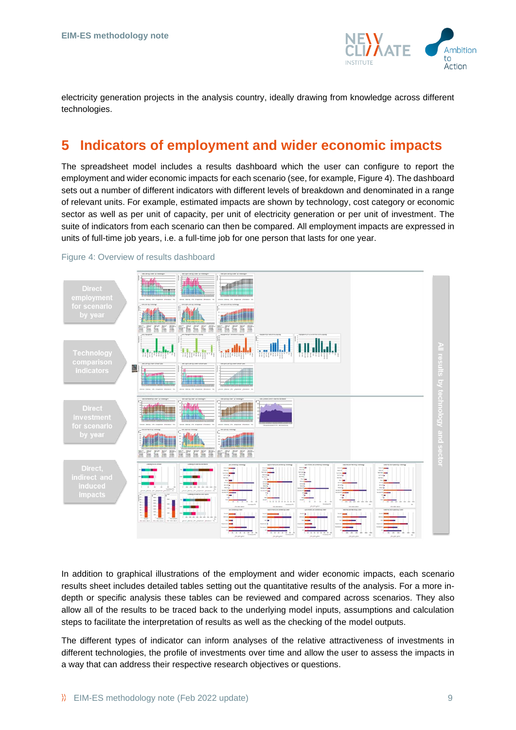electricity generation projects in the analysis country, ideally drawing from knowledge across different technologies.

# 5 Indicators of employment and wider economic impacts

The spreadsheet model includes a results dashboard which the user can configure to report the employment and wider economic impacts for each scenario (see, for example, Figure 4). The dashboard sets out a number of different indicators with different levels of breakdown and denominated in a range of relevant units. For example, estimated impacts are shown by technology, cost category or economic sector as well as per unit of capacity, per unit of electricity generation or per unit of investment. The suite of indicators from each scenario can then be compared. All employment impacts are expressed in units of full-time job years, i.e. a full-time job for one person that lasts for one year.

Figure 4: Overview of results dashboard

In addition to graphical illustrations of the employment and wider economic impacts, each scenario results sheet includes detailed tables setting out the quantitative results of the analysis. For a more in-depth or specific analysis these tables can be reviewed and compared across scenarios. They also allow all of the results to be traced back to the underlying model inputs, assumptions and calculation steps to facilitate the interpretation of results as well as the checking of the model outputs.

The different types of indicator can inform analyses of the relative attractiveness of investments in different technologies, the profile of investments over time and allow the user to assess the impacts in a way that can address their respective research objectives or questions.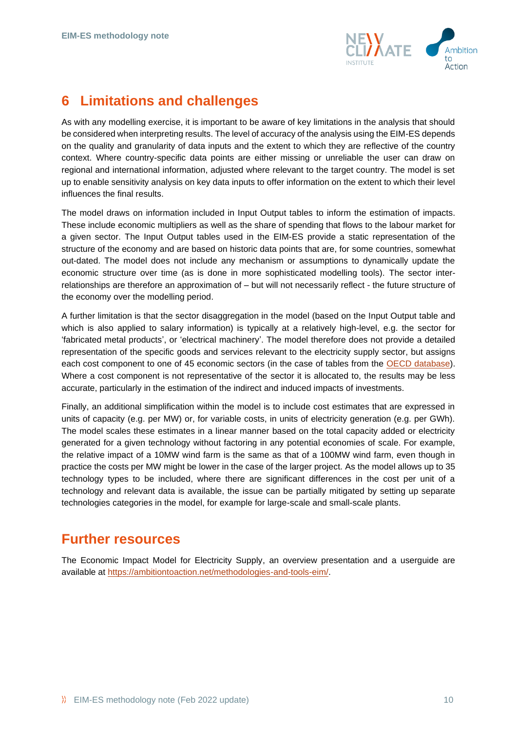# 6 Limitations and challenges

As with any modelling exercise, it is important to be aware of key limitations in the analysis that should be considered when interpreting results. The level of accuracy of the analysis using the EIM-ES depends on the quality and granularity of data inputs and the extent to which they are reflective of the country context. Where country-specific data points are either missing or unreliable the user can draw on regional and international information, adjusted where relevant to the target country. The model is set up to enable sensitivity analysis on key data inputs to offer information on the extent to which their level influences the final results.

The model draws on information included in Input Output tables to inform the estimation of impacts. These include economic multipliers as well as the share of spending that flows to the labour market for a given sector. The Input Output tables used in the EIM-ES provide a static representation of the structure of the economy and are based on historic data points that are, for some countries, somewhat out-dated. The model does not include any mechanism or assumptions to dynamically update the economic structure over time (as is done in more sophisticated modelling tools). The sector inter-relationships are therefore an approximation of – but will not necessarily reflect - the future structure of the economy over the modelling period.

A further limitation is that the sector disaggregation in the model (based on the Input Output table and which is also applied to salary information) is typically at a relatively high-level, e.g. the sector for 'fabricated metal products', or 'electrical machinery'. The model therefore does not provide a detailed representation of the specific goods and services relevant to the electricity supply sector, but assigns each cost component to one of 45 economic sectors (in the case of tables from the OECD database). Where a cost component is not representative of the sector it is allocated to, the results may be less accurate, particularly in the estimation of the indirect and induced impacts of investments.

Finally, an additional simplification within the model is to include cost estimates that are expressed in units of capacity (e.g. per MW) or, for variable costs, in units of electricity generation (e.g. per GWh). The model scales these estimates in a linear manner based on the total capacity added or electricity generated for a given technology without factoring in any potential economies of scale. For example, the relative impact of a 10MW wind farm is the same as that of a 100MW wind farm, even though in practice the costs per MW might be lower in the case of the larger project. As the model allows up to 35 technology types to be included, where there are significant differences in the cost per unit of a technology and relevant data is available, the issue can be partially mitigated by setting up separate technologies categories in the model, for example for large-scale and small-scale plants.

# Further resources

The Economic Impact Model for Electricity Supply, an overview presentation and a userguide are available at https://ambitiontoaction.net/methodologies-and-tools-eim/.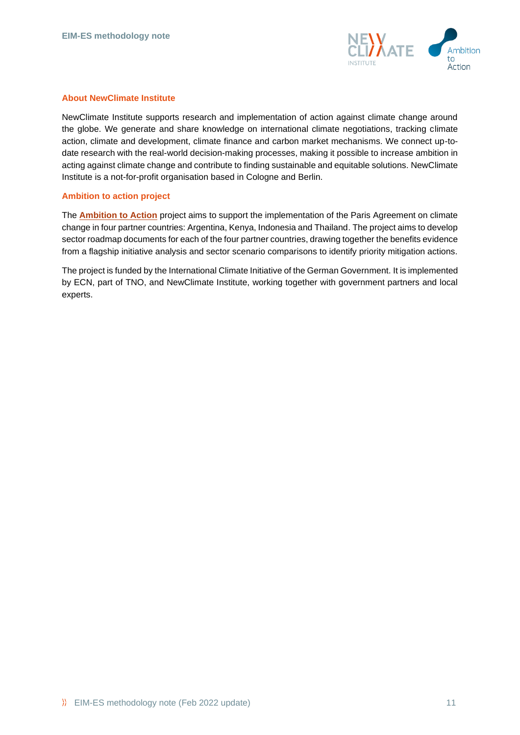### About NewClimate Institute

NewClimate Institute supports research and implementation of action against climate change around the globe. We generate and share knowledge on international climate negotiations, tracking climate action, climate and development, climate finance and carbon market mechanisms. We connect up-to-date research with the real-world decision-making processes, making it possible to increase ambition in acting against climate change and contribute to finding sustainable and equitable solutions. NewClimate Institute is a not-for-profit organisation based in Cologne and Berlin.

### Ambition to action project

The **Ambition to Action** project aims to support the implementation of the Paris Agreement on climate change in four partner countries: Argentina, Kenya, Indonesia and Thailand. The project aims to develop sector roadmap documents for each of the four partner countries, drawing together the benefits evidence from a flagship initiative analysis and sector scenario comparisons to identify priority mitigation actions.

The project is funded by the International Climate Initiative of the German Government. It is implemented by ECN, part of TNO, and NewClimate Institute, working together with government partners and local experts.